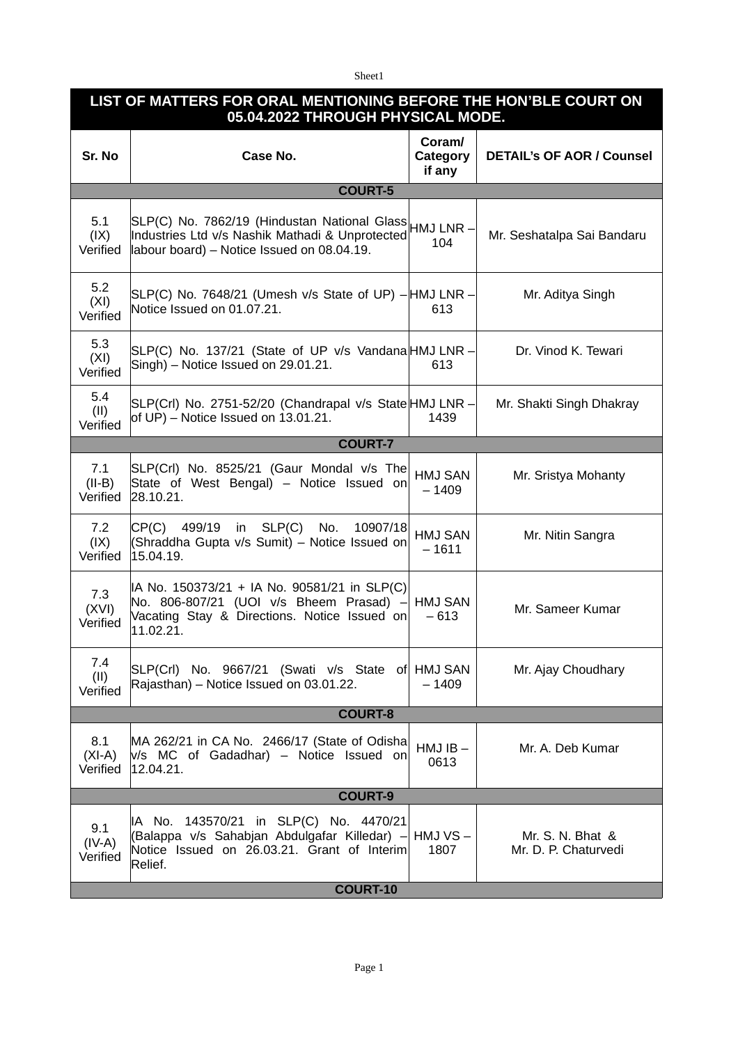| Sr. No | Case No. | Coram/ Category if any | DETAIL's of AOR / Counsel |
|---|---|---|---|
| **LIST OF MATTERS FOR ORAL MENTIONING BEFORE THE HON'BLE COURT ON 05.04.2022 THROUGH PHYSICAL MODE.** | | | |
| **COURT-5** | | | |
| 5.1 (IX) Verified | SLP(C) No. 7862/19 (Hindustan National Glass Industries Ltd v/s Nashik Mathadi & Unprotected labour board) – Notice Issued on 08.04.19. | HMJ LNR – 104 | Mr. Seshatalpa Sai Bandaru |
| 5.2 (XI) Verified | SLP(C) No. 7648/21 (Umesh v/s State of UP) – Notice Issued on 01.07.21. | HMJ LNR – 613 | Mr. Aditya Singh |
| 5.3 (XI) Verified | SLP(C) No. 137/21 (State of UP v/s Vandana Singh) – Notice Issued on 29.01.21. | HMJ LNR – 613 | Dr. Vinod K. Tewari |
| 5.4 (II) Verified | SLP(Crl) No. 2751-52/20 (Chandrapal v/s State of UP) – Notice Issued on 13.01.21. | HMJ LNR – 1439 | Mr. Shakti Singh Dhakray |
| **COURT-7** | | | |
| 7.1 (II-B) Verified | SLP(Crl) No. 8525/21 (Gaur Mondal v/s The State of West Bengal) – Notice Issued on 28.10.21. | HMJ SAN – 1409 | Mr. Sristya Mohanty |
| 7.2 (IX) Verified | CP(C) 499/19 in SLP(C) No. 10907/18 (Shraddha Gupta v/s Sumit) – Notice Issued on 15.04.19. | HMJ SAN – 1611 | Mr. Nitin Sangra |
| 7.3 (XVI) Verified | IA No. 150373/21 + IA No. 90581/21 in SLP(C) No. 806-807/21 (UOI v/s Bheem Prasad) – Vacating Stay & Directions. Notice Issued on 11.02.21. | HMJ SAN – 613 | Mr. Sameer Kumar |
| 7.4 (II) Verified | SLP(Crl) No. 9667/21 (Swati v/s State of Rajasthan) – Notice Issued on 03.01.22. | HMJ SAN – 1409 | Mr. Ajay Choudhary |
| **COURT-8** | | | |
| 8.1 (XI-A) Verified | MA 262/21 in CA No. 2466/17 (State of Odisha v/s MC of Gadadhar) – Notice Issued on 12.04.21. | HMJ IB – 0613 | Mr. A. Deb Kumar |
| **COURT-9** | | | |
| 9.1 (IV-A) Verified | IA No. 143570/21 in SLP(C) No. 4470/21 (Balappa v/s Sahabjan Abdulgafar Killedar) – Notice Issued on 26.03.21. Grant of Interim Relief. | HMJ VS – 1807 | Mr. S. N. Bhat & Mr. D. P. Chaturvedi |
| **COURT-10** | | | |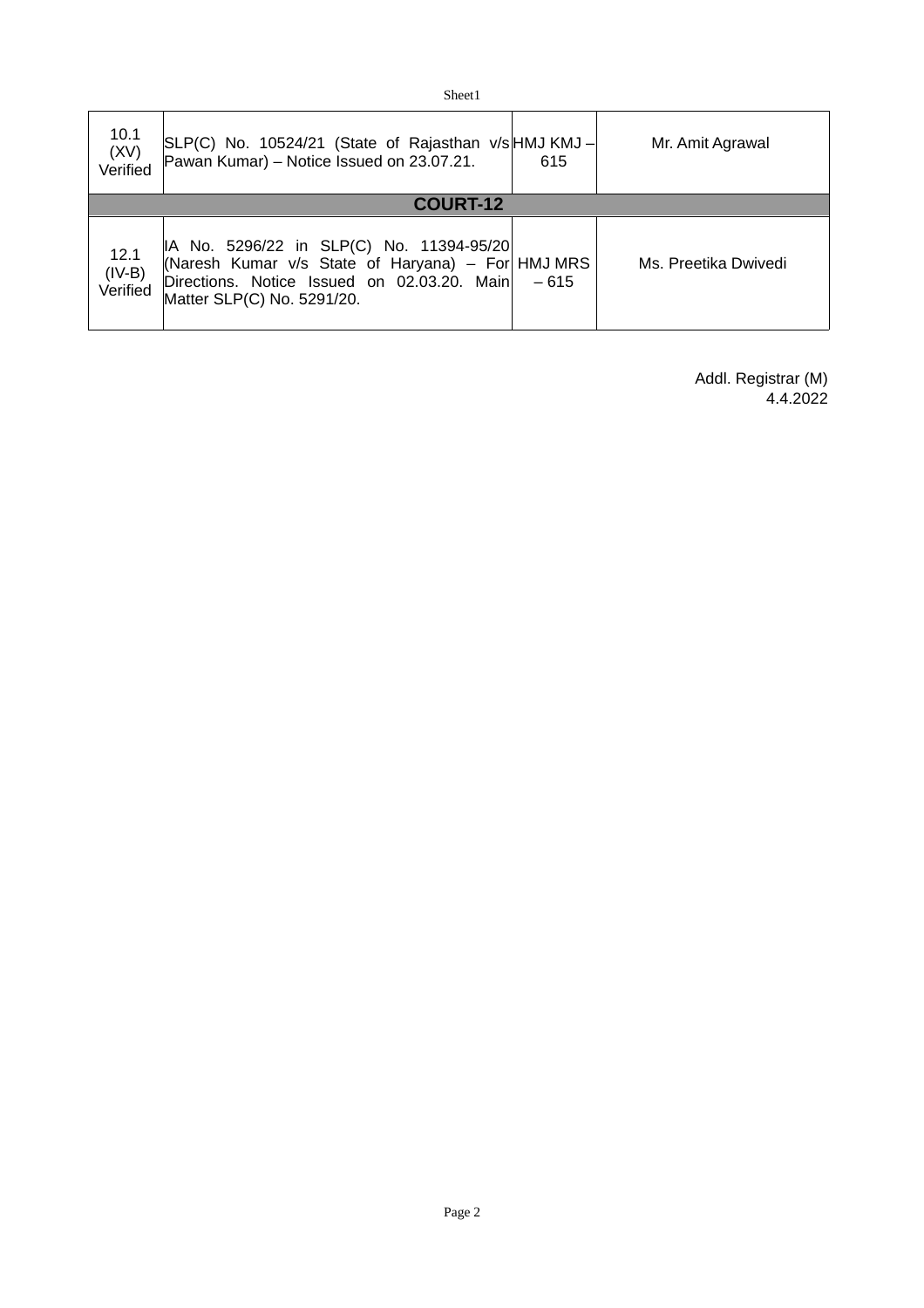| | | | |
|---|---|---|---|
| 10.1 (XV) Verified | SLP(C) No. 10524/21 (State of Rajasthan v/s Pawan Kumar) – Notice Issued on 23.07.21. | HMJ KMJ – 615 | Mr. Amit Agrawal |
| **COURT-12** | | | |
| 12.1 (IV-B) Verified | IA No. 5296/22 in SLP(C) No. 11394-95/20 (Naresh Kumar v/s State of Haryana) – For Directions. Notice Issued on 02.03.20. Main Matter SLP(C) No. 5291/20. | HMJ MRS – 615 | Ms. Preetika Dwivedi |

Addl. Registrar (M)
4.4.2022